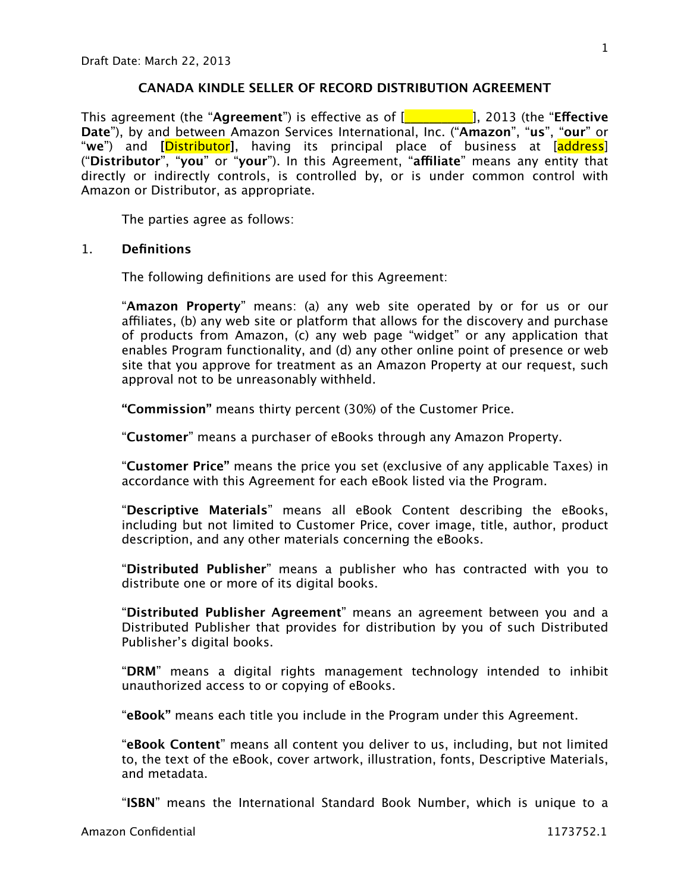Draft Date: March 22, 2013

# CANADA KINDLE SELLER OF RECORD DISTRIBUTION AGREEMENT

This agreement (the "**Agreement**") is effective as of [__________], 2013 (the "**Effective Date**"), by and between Amazon Services International, Inc. ("**Amazon**", "**us**", "**our**" or "**we**") and **[Distributor]**, having its principal place of business at [address] ("**Distributor**", "**you**" or "**your**"). In this Agreement, "**affiliate**" means any entity that directly or indirectly controls, is controlled by, or is under common control with Amazon or Distributor, as appropriate.

The parties agree as follows:

## 1. Definitions

The following definitions are used for this Agreement:

"**Amazon Property**" means: (a) any web site operated by or for us or our affiliates, (b) any web site or platform that allows for the discovery and purchase of products from Amazon, (c) any web page "widget" or any application that enables Program functionality, and (d) any other online point of presence or web site that you approve for treatment as an Amazon Property at our request, such approval not to be unreasonably withheld.

**"Commission"** means thirty percent (30%) of the Customer Price.

"**Customer**" means a purchaser of eBooks through any Amazon Property.

"**Customer Price"** means the price you set (exclusive of any applicable Taxes) in accordance with this Agreement for each eBook listed via the Program.

"**Descriptive Materials**" means all eBook Content describing the eBooks, including but not limited to Customer Price, cover image, title, author, product description, and any other materials concerning the eBooks.

"**Distributed Publisher**" means a publisher who has contracted with you to distribute one or more of its digital books.

"**Distributed Publisher Agreement**" means an agreement between you and a Distributed Publisher that provides for distribution by you of such Distributed Publisher's digital books.

"**DRM**" means a digital rights management technology intended to inhibit unauthorized access to or copying of eBooks.

"**eBook"** means each title you include in the Program under this Agreement.

"**eBook Content**" means all content you deliver to us, including, but not limited to, the text of the eBook, cover artwork, illustration, fonts, Descriptive Materials, and metadata.

"**ISBN**" means the International Standard Book Number, which is unique to a

Amazon Confidential 1173752.1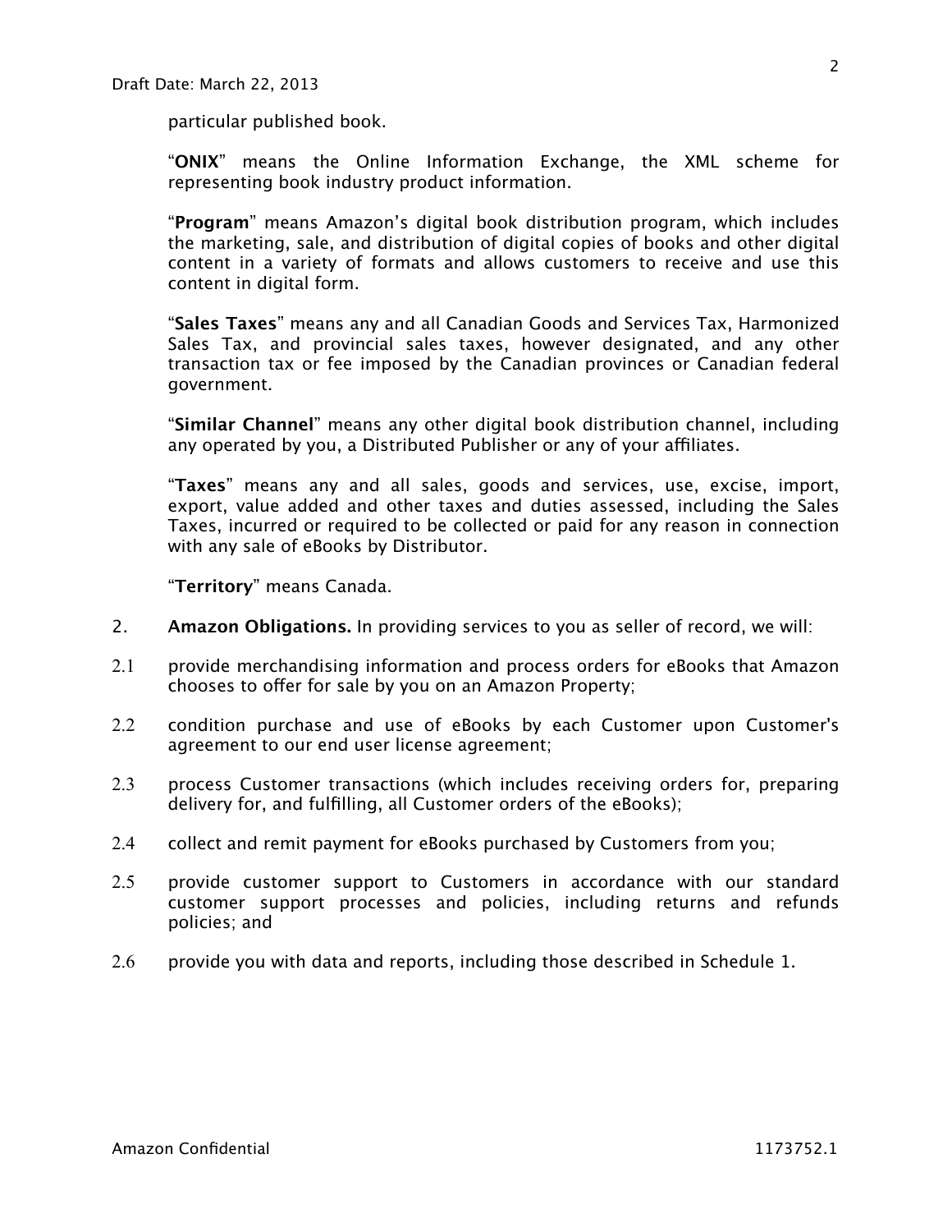particular published book.

"**ONIX**" means the Online Information Exchange, the XML scheme for representing book industry product information.

"**Program**" means Amazon's digital book distribution program, which includes the marketing, sale, and distribution of digital copies of books and other digital content in a variety of formats and allows customers to receive and use this content in digital form.

"**Sales Taxes**" means any and all Canadian Goods and Services Tax, Harmonized Sales Tax, and provincial sales taxes, however designated, and any other transaction tax or fee imposed by the Canadian provinces or Canadian federal government.

"**Similar Channel**" means any other digital book distribution channel, including any operated by you, a Distributed Publisher or any of your affiliates.

"**Taxes**" means any and all sales, goods and services, use, excise, import, export, value added and other taxes and duties assessed, including the Sales Taxes, incurred or required to be collected or paid for any reason in connection with any sale of eBooks by Distributor.

"**Territory**" means Canada.

2. **Amazon Obligations.** In providing services to you as seller of record, we will:

2.1 provide merchandising information and process orders for eBooks that Amazon chooses to offer for sale by you on an Amazon Property;

2.2 condition purchase and use of eBooks by each Customer upon Customer's agreement to our end user license agreement;

2.3 process Customer transactions (which includes receiving orders for, preparing delivery for, and fulfilling, all Customer orders of the eBooks);

2.4 collect and remit payment for eBooks purchased by Customers from you;

2.5 provide customer support to Customers in accordance with our standard customer support processes and policies, including returns and refunds policies; and

2.6 provide you with data and reports, including those described in Schedule 1.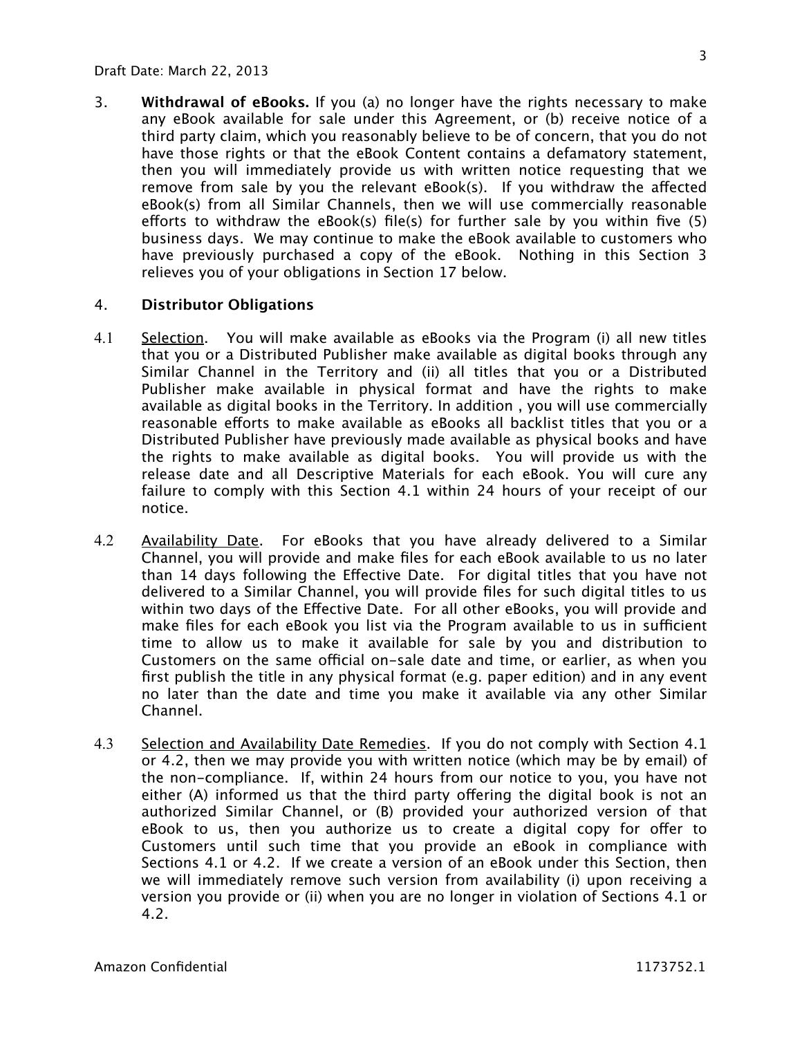3. **Withdrawal of eBooks.** If you (a) no longer have the rights necessary to make any eBook available for sale under this Agreement, or (b) receive notice of a third party claim, which you reasonably believe to be of concern, that you do not have those rights or that the eBook Content contains a defamatory statement, then you will immediately provide us with written notice requesting that we remove from sale by you the relevant eBook(s). If you withdraw the affected eBook(s) from all Similar Channels, then we will use commercially reasonable efforts to withdraw the eBook(s) file(s) for further sale by you within five (5) business days. We may continue to make the eBook available to customers who have previously purchased a copy of the eBook. Nothing in this Section 3 relieves you of your obligations in Section 17 below.

4. **Distributor Obligations**

4.1 Selection. You will make available as eBooks via the Program (i) all new titles that you or a Distributed Publisher make available as digital books through any Similar Channel in the Territory and (ii) all titles that you or a Distributed Publisher make available in physical format and have the rights to make available as digital books in the Territory. In addition , you will use commercially reasonable efforts to make available as eBooks all backlist titles that you or a Distributed Publisher have previously made available as physical books and have the rights to make available as digital books. You will provide us with the release date and all Descriptive Materials for each eBook. You will cure any failure to comply with this Section 4.1 within 24 hours of your receipt of our notice.

4.2 Availability Date. For eBooks that you have already delivered to a Similar Channel, you will provide and make files for each eBook available to us no later than 14 days following the Effective Date. For digital titles that you have not delivered to a Similar Channel, you will provide files for such digital titles to us within two days of the Effective Date. For all other eBooks, you will provide and make files for each eBook you list via the Program available to us in sufficient time to allow us to make it available for sale by you and distribution to Customers on the same official on-sale date and time, or earlier, as when you first publish the title in any physical format (e.g. paper edition) and in any event no later than the date and time you make it available via any other Similar Channel.

4.3 Selection and Availability Date Remedies. If you do not comply with Section 4.1 or 4.2, then we may provide you with written notice (which may be by email) of the non-compliance. If, within 24 hours from our notice to you, you have not either (A) informed us that the third party offering the digital book is not an authorized Similar Channel, or (B) provided your authorized version of that eBook to us, then you authorize us to create a digital copy for offer to Customers until such time that you provide an eBook in compliance with Sections 4.1 or 4.2. If we create a version of an eBook under this Section, then we will immediately remove such version from availability (i) upon receiving a version you provide or (ii) when you are no longer in violation of Sections 4.1 or 4.2.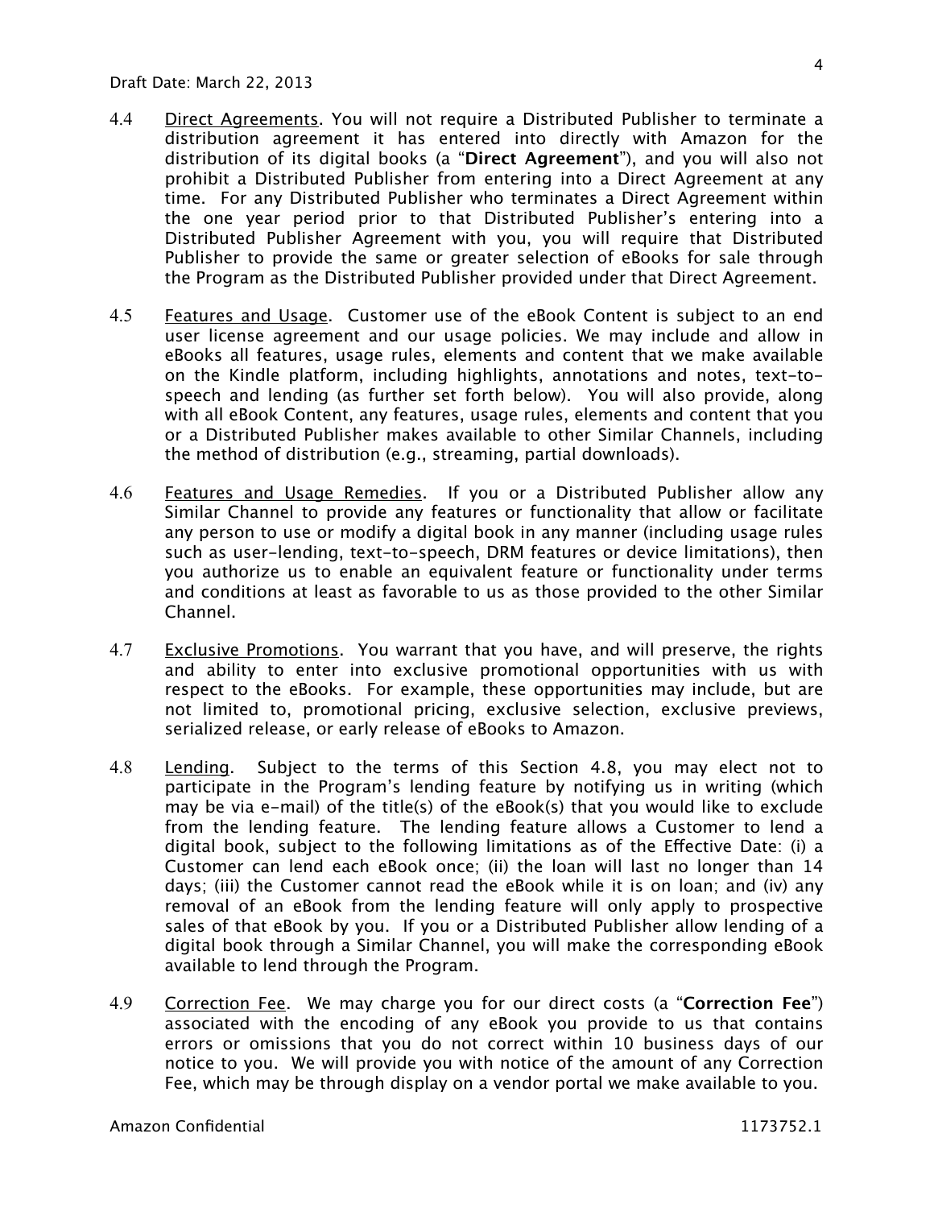4.4 Direct Agreements. You will not require a Distributed Publisher to terminate a distribution agreement it has entered into directly with Amazon for the distribution of its digital books (a "**Direct Agreement**"), and you will also not prohibit a Distributed Publisher from entering into a Direct Agreement at any time. For any Distributed Publisher who terminates a Direct Agreement within the one year period prior to that Distributed Publisher's entering into a Distributed Publisher Agreement with you, you will require that Distributed Publisher to provide the same or greater selection of eBooks for sale through the Program as the Distributed Publisher provided under that Direct Agreement.

4.5 Features and Usage. Customer use of the eBook Content is subject to an end user license agreement and our usage policies. We may include and allow in eBooks all features, usage rules, elements and content that we make available on the Kindle platform, including highlights, annotations and notes, text-to-speech and lending (as further set forth below). You will also provide, along with all eBook Content, any features, usage rules, elements and content that you or a Distributed Publisher makes available to other Similar Channels, including the method of distribution (e.g., streaming, partial downloads).

4.6 Features and Usage Remedies. If you or a Distributed Publisher allow any Similar Channel to provide any features or functionality that allow or facilitate any person to use or modify a digital book in any manner (including usage rules such as user-lending, text-to-speech, DRM features or device limitations), then you authorize us to enable an equivalent feature or functionality under terms and conditions at least as favorable to us as those provided to the other Similar Channel.

4.7 Exclusive Promotions. You warrant that you have, and will preserve, the rights and ability to enter into exclusive promotional opportunities with us with respect to the eBooks. For example, these opportunities may include, but are not limited to, promotional pricing, exclusive selection, exclusive previews, serialized release, or early release of eBooks to Amazon.

4.8 Lending. Subject to the terms of this Section 4.8, you may elect not to participate in the Program's lending feature by notifying us in writing (which may be via e-mail) of the title(s) of the eBook(s) that you would like to exclude from the lending feature. The lending feature allows a Customer to lend a digital book, subject to the following limitations as of the Effective Date: (i) a Customer can lend each eBook once; (ii) the loan will last no longer than 14 days; (iii) the Customer cannot read the eBook while it is on loan; and (iv) any removal of an eBook from the lending feature will only apply to prospective sales of that eBook by you. If you or a Distributed Publisher allow lending of a digital book through a Similar Channel, you will make the corresponding eBook available to lend through the Program.

4.9 Correction Fee. We may charge you for our direct costs (a "**Correction Fee**") associated with the encoding of any eBook you provide to us that contains errors or omissions that you do not correct within 10 business days of our notice to you. We will provide you with notice of the amount of any Correction Fee, which may be through display on a vendor portal we make available to you.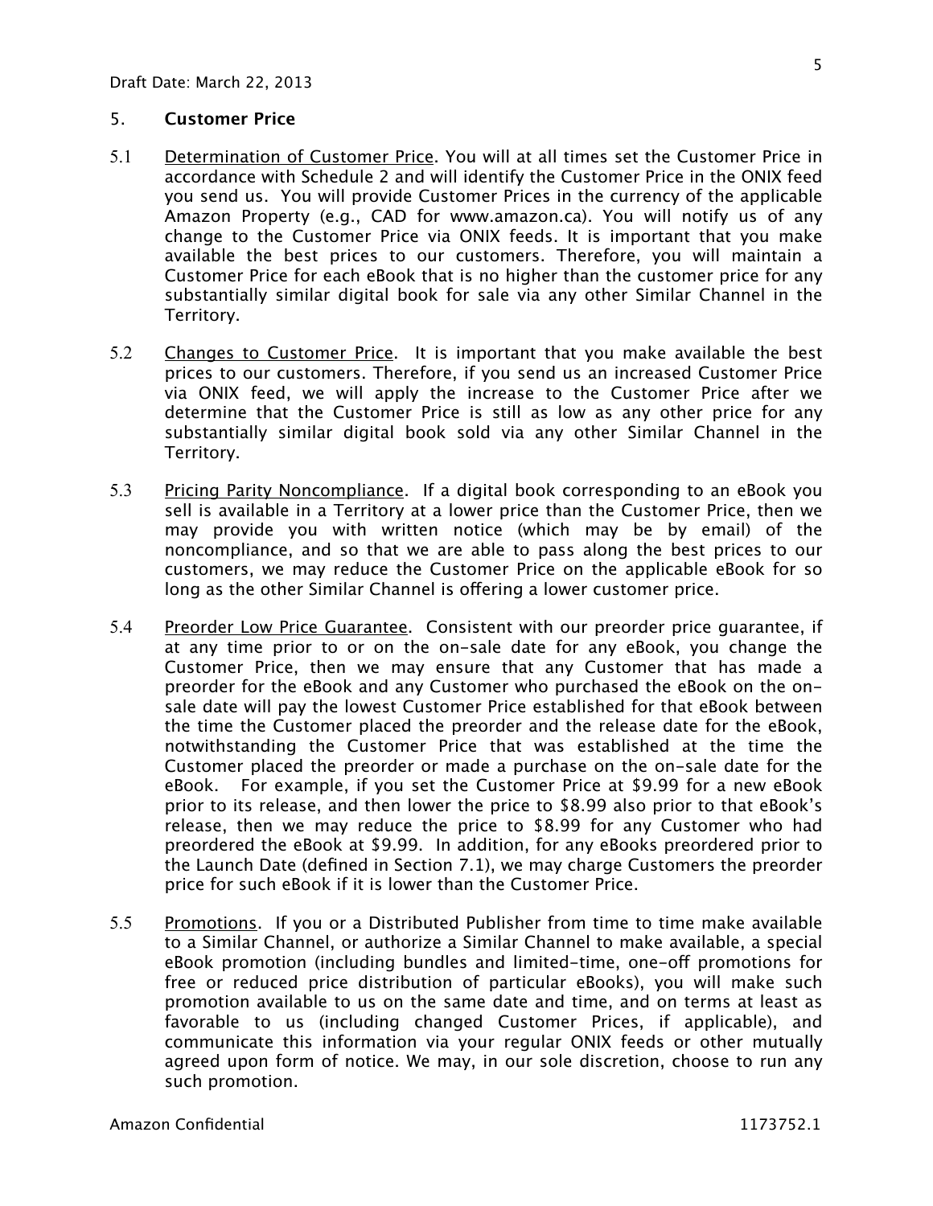Draft Date: March 22, 2013

## 5. Customer Price

5.1 Determination of Customer Price. You will at all times set the Customer Price in accordance with Schedule 2 and will identify the Customer Price in the ONIX feed you send us. You will provide Customer Prices in the currency of the applicable Amazon Property (e.g., CAD for www.amazon.ca). You will notify us of any change to the Customer Price via ONIX feeds. It is important that you make available the best prices to our customers. Therefore, you will maintain a Customer Price for each eBook that is no higher than the customer price for any substantially similar digital book for sale via any other Similar Channel in the Territory.

5.2 Changes to Customer Price. It is important that you make available the best prices to our customers. Therefore, if you send us an increased Customer Price via ONIX feed, we will apply the increase to the Customer Price after we determine that the Customer Price is still as low as any other price for any substantially similar digital book sold via any other Similar Channel in the Territory.

5.3 Pricing Parity Noncompliance. If a digital book corresponding to an eBook you sell is available in a Territory at a lower price than the Customer Price, then we may provide you with written notice (which may be by email) of the noncompliance, and so that we are able to pass along the best prices to our customers, we may reduce the Customer Price on the applicable eBook for so long as the other Similar Channel is offering a lower customer price.

5.4 Preorder Low Price Guarantee. Consistent with our preorder price guarantee, if at any time prior to or on the on-sale date for any eBook, you change the Customer Price, then we may ensure that any Customer that has made a preorder for the eBook and any Customer who purchased the eBook on the on-sale date will pay the lowest Customer Price established for that eBook between the time the Customer placed the preorder and the release date for the eBook, notwithstanding the Customer Price that was established at the time the Customer placed the preorder or made a purchase on the on-sale date for the eBook. For example, if you set the Customer Price at $9.99 for a new eBook prior to its release, and then lower the price to $8.99 also prior to that eBook's release, then we may reduce the price to $8.99 for any Customer who had preordered the eBook at $9.99. In addition, for any eBooks preordered prior to the Launch Date (defined in Section 7.1), we may charge Customers the preorder price for such eBook if it is lower than the Customer Price.

5.5 Promotions. If you or a Distributed Publisher from time to time make available to a Similar Channel, or authorize a Similar Channel to make available, a special eBook promotion (including bundles and limited-time, one-off promotions for free or reduced price distribution of particular eBooks), you will make such promotion available to us on the same date and time, and on terms at least as favorable to us (including changed Customer Prices, if applicable), and communicate this information via your regular ONIX feeds or other mutually agreed upon form of notice. We may, in our sole discretion, choose to run any such promotion.

Amazon Confidential 1173752.1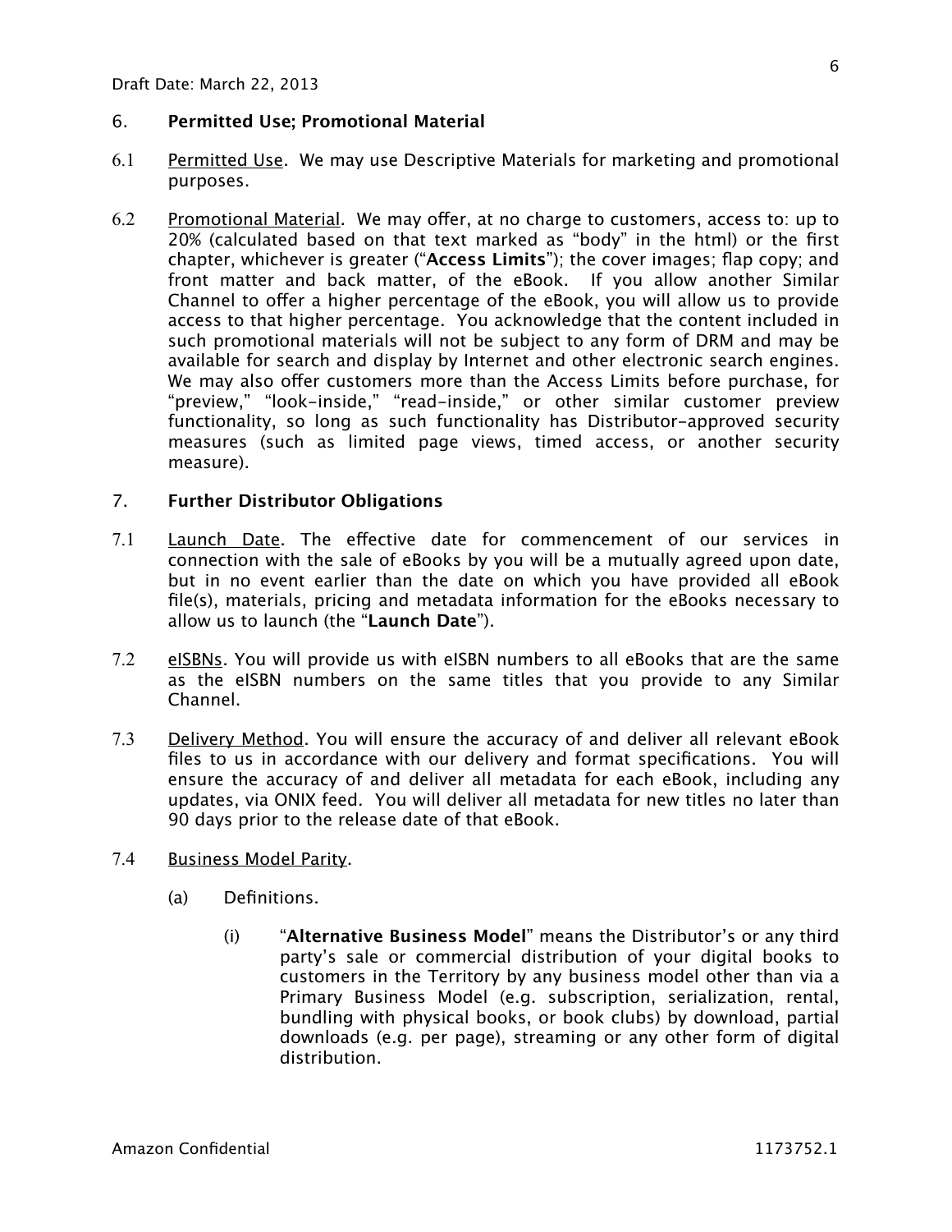Draft Date: March 22, 2013

## 6. Permitted Use; Promotional Material

6.1 Permitted Use. We may use Descriptive Materials for marketing and promotional purposes.

6.2 Promotional Material. We may offer, at no charge to customers, access to: up to 20% (calculated based on that text marked as "body" in the html) or the first chapter, whichever is greater ("**Access Limits**"); the cover images; flap copy; and front matter and back matter, of the eBook. If you allow another Similar Channel to offer a higher percentage of the eBook, you will allow us to provide access to that higher percentage. You acknowledge that the content included in such promotional materials will not be subject to any form of DRM and may be available for search and display by Internet and other electronic search engines. We may also offer customers more than the Access Limits before purchase, for "preview," "look-inside," "read-inside," or other similar customer preview functionality, so long as such functionality has Distributor-approved security measures (such as limited page views, timed access, or another security measure).

## 7. Further Distributor Obligations

7.1 Launch Date. The effective date for commencement of our services in connection with the sale of eBooks by you will be a mutually agreed upon date, but in no event earlier than the date on which you have provided all eBook file(s), materials, pricing and metadata information for the eBooks necessary to allow us to launch (the "**Launch Date**").

7.2 eISBNs. You will provide us with eISBN numbers to all eBooks that are the same as the eISBN numbers on the same titles that you provide to any Similar Channel.

7.3 Delivery Method. You will ensure the accuracy of and deliver all relevant eBook files to us in accordance with our delivery and format specifications. You will ensure the accuracy of and deliver all metadata for each eBook, including any updates, via ONIX feed. You will deliver all metadata for new titles no later than 90 days prior to the release date of that eBook.

7.4 Business Model Parity.

(a) Definitions.

(i) "**Alternative Business Model**" means the Distributor's or any third party's sale or commercial distribution of your digital books to customers in the Territory by any business model other than via a Primary Business Model (e.g. subscription, serialization, rental, bundling with physical books, or book clubs) by download, partial downloads (e.g. per page), streaming or any other form of digital distribution.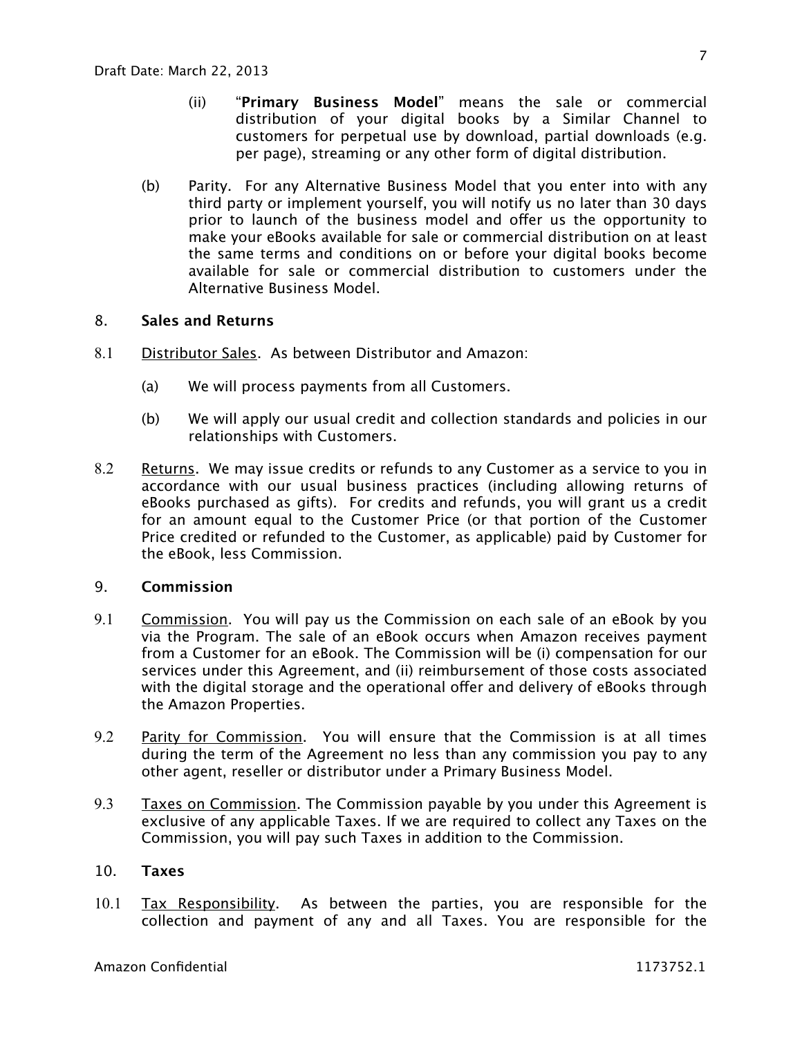(ii) "**Primary Business Model**" means the sale or commercial distribution of your digital books by a Similar Channel to customers for perpetual use by download, partial downloads (e.g. per page), streaming or any other form of digital distribution.

(b) Parity. For any Alternative Business Model that you enter into with any third party or implement yourself, you will notify us no later than 30 days prior to launch of the business model and offer us the opportunity to make your eBooks available for sale or commercial distribution on at least the same terms and conditions on or before your digital books become available for sale or commercial distribution to customers under the Alternative Business Model.

## 8. Sales and Returns

8.1 Distributor Sales. As between Distributor and Amazon:

(a) We will process payments from all Customers.

(b) We will apply our usual credit and collection standards and policies in our relationships with Customers.

8.2 Returns. We may issue credits or refunds to any Customer as a service to you in accordance with our usual business practices (including allowing returns of eBooks purchased as gifts). For credits and refunds, you will grant us a credit for an amount equal to the Customer Price (or that portion of the Customer Price credited or refunded to the Customer, as applicable) paid by Customer for the eBook, less Commission.

## 9. Commission

9.1 Commission. You will pay us the Commission on each sale of an eBook by you via the Program. The sale of an eBook occurs when Amazon receives payment from a Customer for an eBook. The Commission will be (i) compensation for our services under this Agreement, and (ii) reimbursement of those costs associated with the digital storage and the operational offer and delivery of eBooks through the Amazon Properties.

9.2 Parity for Commission. You will ensure that the Commission is at all times during the term of the Agreement no less than any commission you pay to any other agent, reseller or distributor under a Primary Business Model.

9.3 Taxes on Commission. The Commission payable by you under this Agreement is exclusive of any applicable Taxes. If we are required to collect any Taxes on the Commission, you will pay such Taxes in addition to the Commission.

## 10. Taxes

10.1 Tax Responsibility. As between the parties, you are responsible for the collection and payment of any and all Taxes. You are responsible for the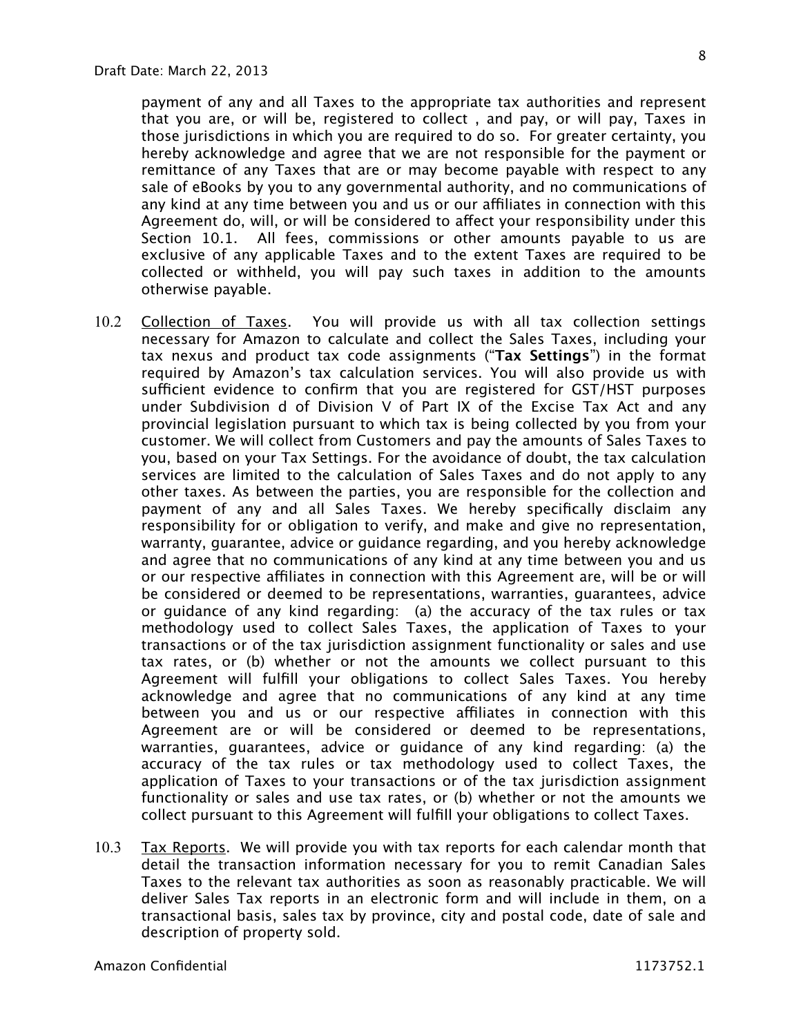payment of any and all Taxes to the appropriate tax authorities and represent that you are, or will be, registered to collect , and pay, or will pay, Taxes in those jurisdictions in which you are required to do so. For greater certainty, you hereby acknowledge and agree that we are not responsible for the payment or remittance of any Taxes that are or may become payable with respect to any sale of eBooks by you to any governmental authority, and no communications of any kind at any time between you and us or our affiliates in connection with this Agreement do, will, or will be considered to affect your responsibility under this Section 10.1. All fees, commissions or other amounts payable to us are exclusive of any applicable Taxes and to the extent Taxes are required to be collected or withheld, you will pay such taxes in addition to the amounts otherwise payable.

10.2 Collection of Taxes. You will provide us with all tax collection settings necessary for Amazon to calculate and collect the Sales Taxes, including your tax nexus and product tax code assignments ("**Tax Settings**") in the format required by Amazon's tax calculation services. You will also provide us with sufficient evidence to confirm that you are registered for GST/HST purposes under Subdivision d of Division V of Part IX of the Excise Tax Act and any provincial legislation pursuant to which tax is being collected by you from your customer. We will collect from Customers and pay the amounts of Sales Taxes to you, based on your Tax Settings. For the avoidance of doubt, the tax calculation services are limited to the calculation of Sales Taxes and do not apply to any other taxes. As between the parties, you are responsible for the collection and payment of any and all Sales Taxes. We hereby specifically disclaim any responsibility for or obligation to verify, and make and give no representation, warranty, guarantee, advice or guidance regarding, and you hereby acknowledge and agree that no communications of any kind at any time between you and us or our respective affiliates in connection with this Agreement are, will be or will be considered or deemed to be representations, warranties, guarantees, advice or guidance of any kind regarding: (a) the accuracy of the tax rules or tax methodology used to collect Sales Taxes, the application of Taxes to your transactions or of the tax jurisdiction assignment functionality or sales and use tax rates, or (b) whether or not the amounts we collect pursuant to this Agreement will fulfill your obligations to collect Sales Taxes. You hereby acknowledge and agree that no communications of any kind at any time between you and us or our respective affiliates in connection with this Agreement are or will be considered or deemed to be representations, warranties, guarantees, advice or guidance of any kind regarding: (a) the accuracy of the tax rules or tax methodology used to collect Taxes, the application of Taxes to your transactions or of the tax jurisdiction assignment functionality or sales and use tax rates, or (b) whether or not the amounts we collect pursuant to this Agreement will fulfill your obligations to collect Taxes.

10.3 Tax Reports. We will provide you with tax reports for each calendar month that detail the transaction information necessary for you to remit Canadian Sales Taxes to the relevant tax authorities as soon as reasonably practicable. We will deliver Sales Tax reports in an electronic form and will include in them, on a transactional basis, sales tax by province, city and postal code, date of sale and description of property sold.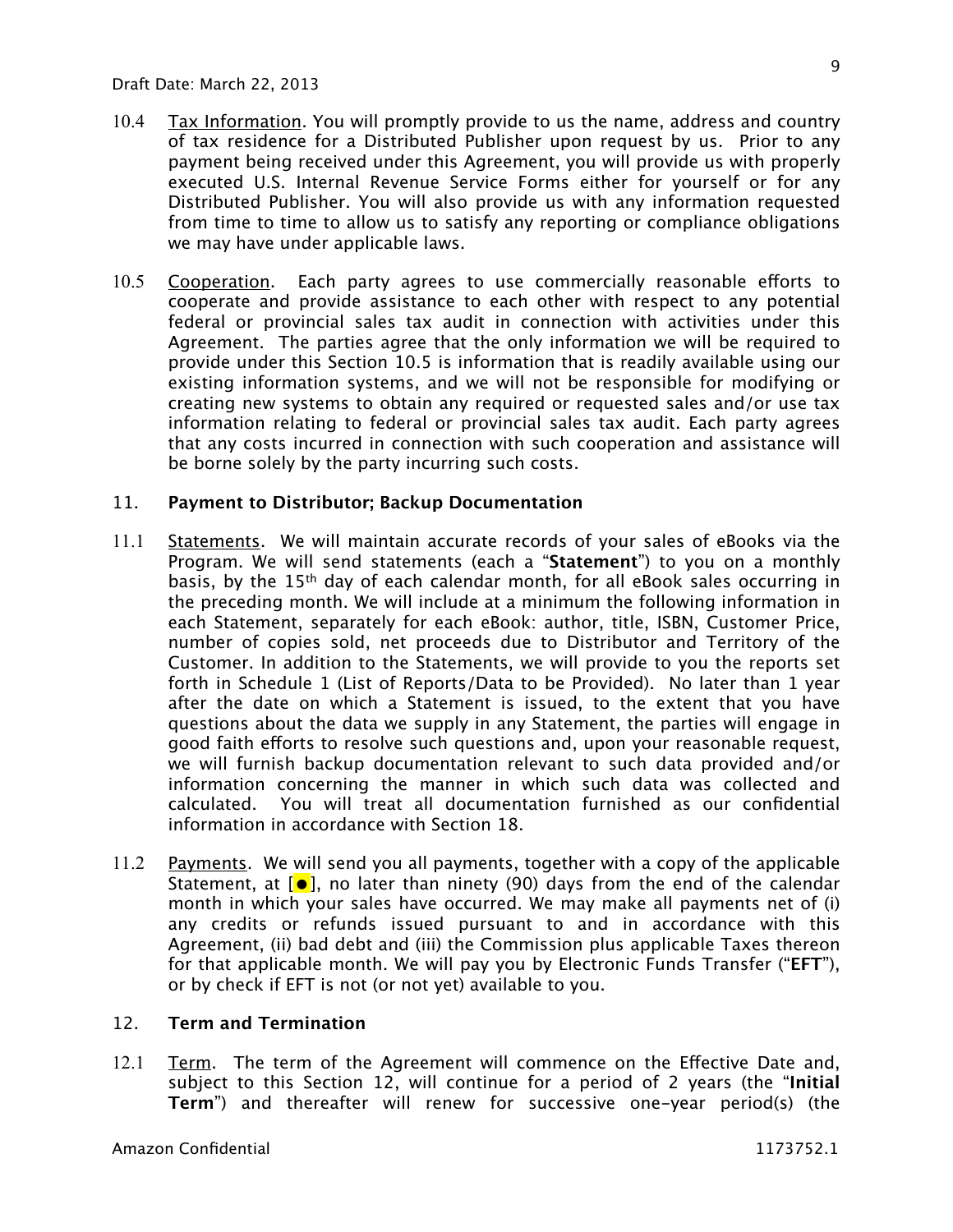Draft Date: March 22, 2013

10.4 Tax Information. You will promptly provide to us the name, address and country of tax residence for a Distributed Publisher upon request by us. Prior to any payment being received under this Agreement, you will provide us with properly executed U.S. Internal Revenue Service Forms either for yourself or for any Distributed Publisher. You will also provide us with any information requested from time to time to allow us to satisfy any reporting or compliance obligations we may have under applicable laws.

10.5 Cooperation. Each party agrees to use commercially reasonable efforts to cooperate and provide assistance to each other with respect to any potential federal or provincial sales tax audit in connection with activities under this Agreement. The parties agree that the only information we will be required to provide under this Section 10.5 is information that is readily available using our existing information systems, and we will not be responsible for modifying or creating new systems to obtain any required or requested sales and/or use tax information relating to federal or provincial sales tax audit. Each party agrees that any costs incurred in connection with such cooperation and assistance will be borne solely by the party incurring such costs.

## 11. Payment to Distributor; Backup Documentation

11.1 Statements. We will maintain accurate records of your sales of eBooks via the Program. We will send statements (each a "**Statement**") to you on a monthly basis, by the 15th day of each calendar month, for all eBook sales occurring in the preceding month. We will include at a minimum the following information in each Statement, separately for each eBook: author, title, ISBN, Customer Price, number of copies sold, net proceeds due to Distributor and Territory of the Customer. In addition to the Statements, we will provide to you the reports set forth in Schedule 1 (List of Reports/Data to be Provided). No later than 1 year after the date on which a Statement is issued, to the extent that you have questions about the data we supply in any Statement, the parties will engage in good faith efforts to resolve such questions and, upon your reasonable request, we will furnish backup documentation relevant to such data provided and/or information concerning the manner in which such data was collected and calculated. You will treat all documentation furnished as our confidential information in accordance with Section 18.

11.2 Payments. We will send you all payments, together with a copy of the applicable Statement, at [●], no later than ninety (90) days from the end of the calendar month in which your sales have occurred. We may make all payments net of (i) any credits or refunds issued pursuant to and in accordance with this Agreement, (ii) bad debt and (iii) the Commission plus applicable Taxes thereon for that applicable month. We will pay you by Electronic Funds Transfer ("**EFT**"), or by check if EFT is not (or not yet) available to you.

## 12. Term and Termination

12.1 Term. The term of the Agreement will commence on the Effective Date and, subject to this Section 12, will continue for a period of 2 years (the "**Initial Term**") and thereafter will renew for successive one-year period(s) (the

Amazon Confidential 1173752.1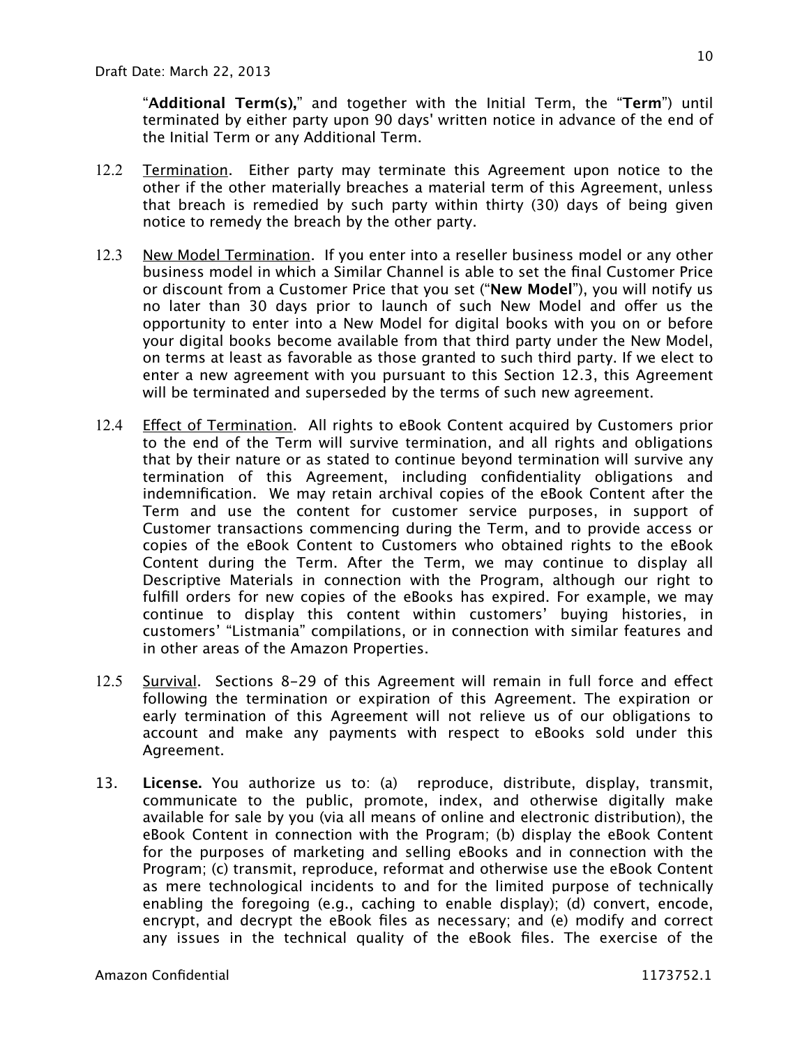"**Additional Term(s),**" and together with the Initial Term, the "**Term**") until terminated by either party upon 90 days' written notice in advance of the end of the Initial Term or any Additional Term.

12.2 Termination. Either party may terminate this Agreement upon notice to the other if the other materially breaches a material term of this Agreement, unless that breach is remedied by such party within thirty (30) days of being given notice to remedy the breach by the other party.

12.3 New Model Termination. If you enter into a reseller business model or any other business model in which a Similar Channel is able to set the final Customer Price or discount from a Customer Price that you set ("**New Model**"), you will notify us no later than 30 days prior to launch of such New Model and offer us the opportunity to enter into a New Model for digital books with you on or before your digital books become available from that third party under the New Model, on terms at least as favorable as those granted to such third party. If we elect to enter a new agreement with you pursuant to this Section 12.3, this Agreement will be terminated and superseded by the terms of such new agreement.

12.4 Effect of Termination. All rights to eBook Content acquired by Customers prior to the end of the Term will survive termination, and all rights and obligations that by their nature or as stated to continue beyond termination will survive any termination of this Agreement, including confidentiality obligations and indemnification. We may retain archival copies of the eBook Content after the Term and use the content for customer service purposes, in support of Customer transactions commencing during the Term, and to provide access or copies of the eBook Content to Customers who obtained rights to the eBook Content during the Term. After the Term, we may continue to display all Descriptive Materials in connection with the Program, although our right to fulfill orders for new copies of the eBooks has expired. For example, we may continue to display this content within customers' buying histories, in customers' "Listmania" compilations, or in connection with similar features and in other areas of the Amazon Properties.

12.5 Survival. Sections 8-29 of this Agreement will remain in full force and effect following the termination or expiration of this Agreement. The expiration or early termination of this Agreement will not relieve us of our obligations to account and make any payments with respect to eBooks sold under this Agreement.

13. **License.** You authorize us to: (a) reproduce, distribute, display, transmit, communicate to the public, promote, index, and otherwise digitally make available for sale by you (via all means of online and electronic distribution), the eBook Content in connection with the Program; (b) display the eBook Content for the purposes of marketing and selling eBooks and in connection with the Program; (c) transmit, reproduce, reformat and otherwise use the eBook Content as mere technological incidents to and for the limited purpose of technically enabling the foregoing (e.g., caching to enable display); (d) convert, encode, encrypt, and decrypt the eBook files as necessary; and (e) modify and correct any issues in the technical quality of the eBook files. The exercise of the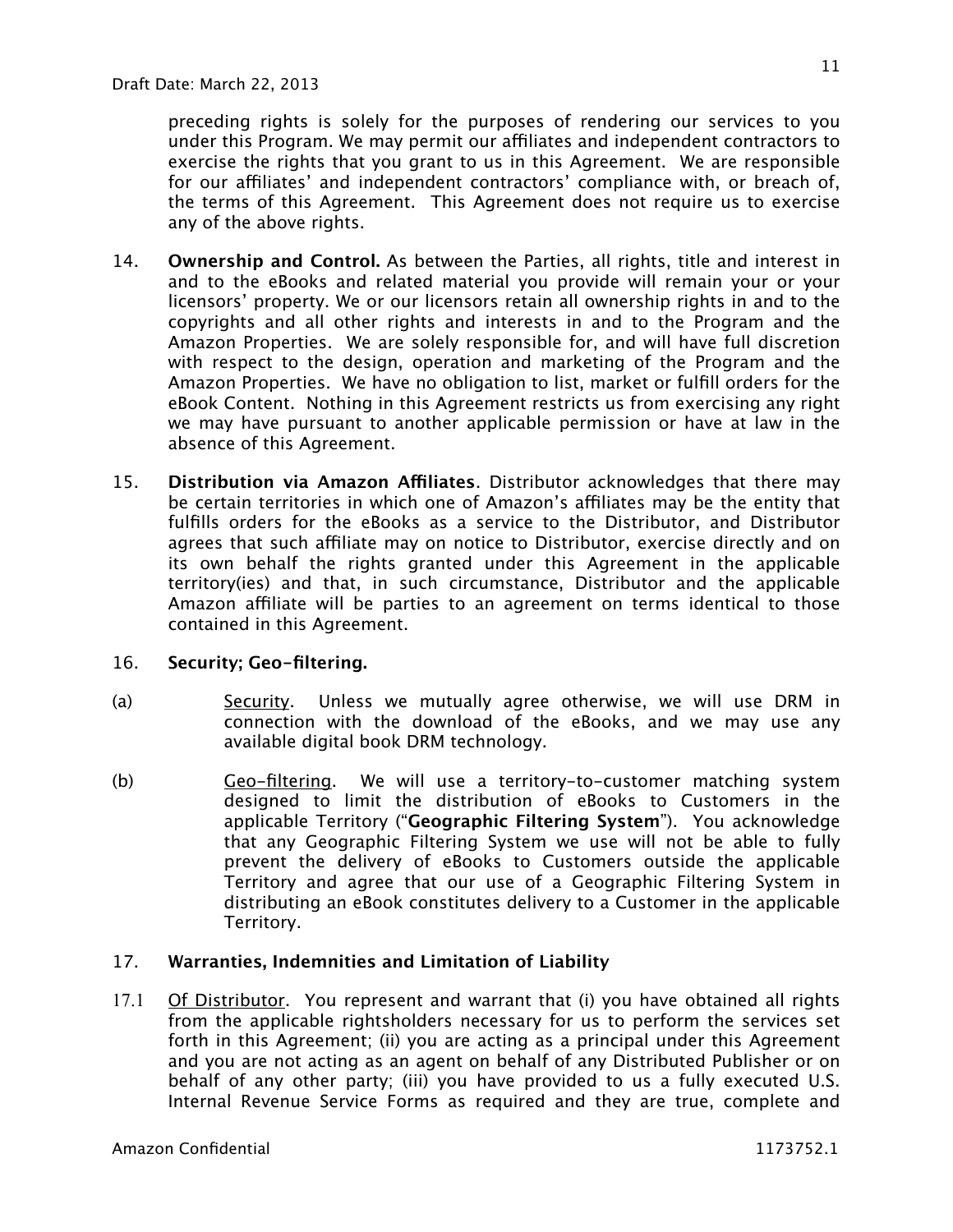preceding rights is solely for the purposes of rendering our services to you under this Program. We may permit our affiliates and independent contractors to exercise the rights that you grant to us in this Agreement. We are responsible for our affiliates' and independent contractors' compliance with, or breach of, the terms of this Agreement. This Agreement does not require us to exercise any of the above rights.

14. **Ownership and Control.** As between the Parties, all rights, title and interest in and to the eBooks and related material you provide will remain your or your licensors' property. We or our licensors retain all ownership rights in and to the copyrights and all other rights and interests in and to the Program and the Amazon Properties. We are solely responsible for, and will have full discretion with respect to the design, operation and marketing of the Program and the Amazon Properties. We have no obligation to list, market or fulfill orders for the eBook Content. Nothing in this Agreement restricts us from exercising any right we may have pursuant to another applicable permission or have at law in the absence of this Agreement.

15. **Distribution via Amazon Affiliates**. Distributor acknowledges that there may be certain territories in which one of Amazon's affiliates may be the entity that fulfills orders for the eBooks as a service to the Distributor, and Distributor agrees that such affiliate may on notice to Distributor, exercise directly and on its own behalf the rights granted under this Agreement in the applicable territory(ies) and that, in such circumstance, Distributor and the applicable Amazon affiliate will be parties to an agreement on terms identical to those contained in this Agreement.

16. **Security; Geo-filtering.**

(a) Security. Unless we mutually agree otherwise, we will use DRM in connection with the download of the eBooks, and we may use any available digital book DRM technology.

(b) Geo-filtering. We will use a territory-to-customer matching system designed to limit the distribution of eBooks to Customers in the applicable Territory ("**Geographic Filtering System**"). You acknowledge that any Geographic Filtering System we use will not be able to fully prevent the delivery of eBooks to Customers outside the applicable Territory and agree that our use of a Geographic Filtering System in distributing an eBook constitutes delivery to a Customer in the applicable Territory.

17. **Warranties, Indemnities and Limitation of Liability**

17.1 Of Distributor. You represent and warrant that (i) you have obtained all rights from the applicable rightsholders necessary for us to perform the services set forth in this Agreement; (ii) you are acting as a principal under this Agreement and you are not acting as an agent on behalf of any Distributed Publisher or on behalf of any other party; (iii) you have provided to us a fully executed U.S. Internal Revenue Service Forms as required and they are true, complete and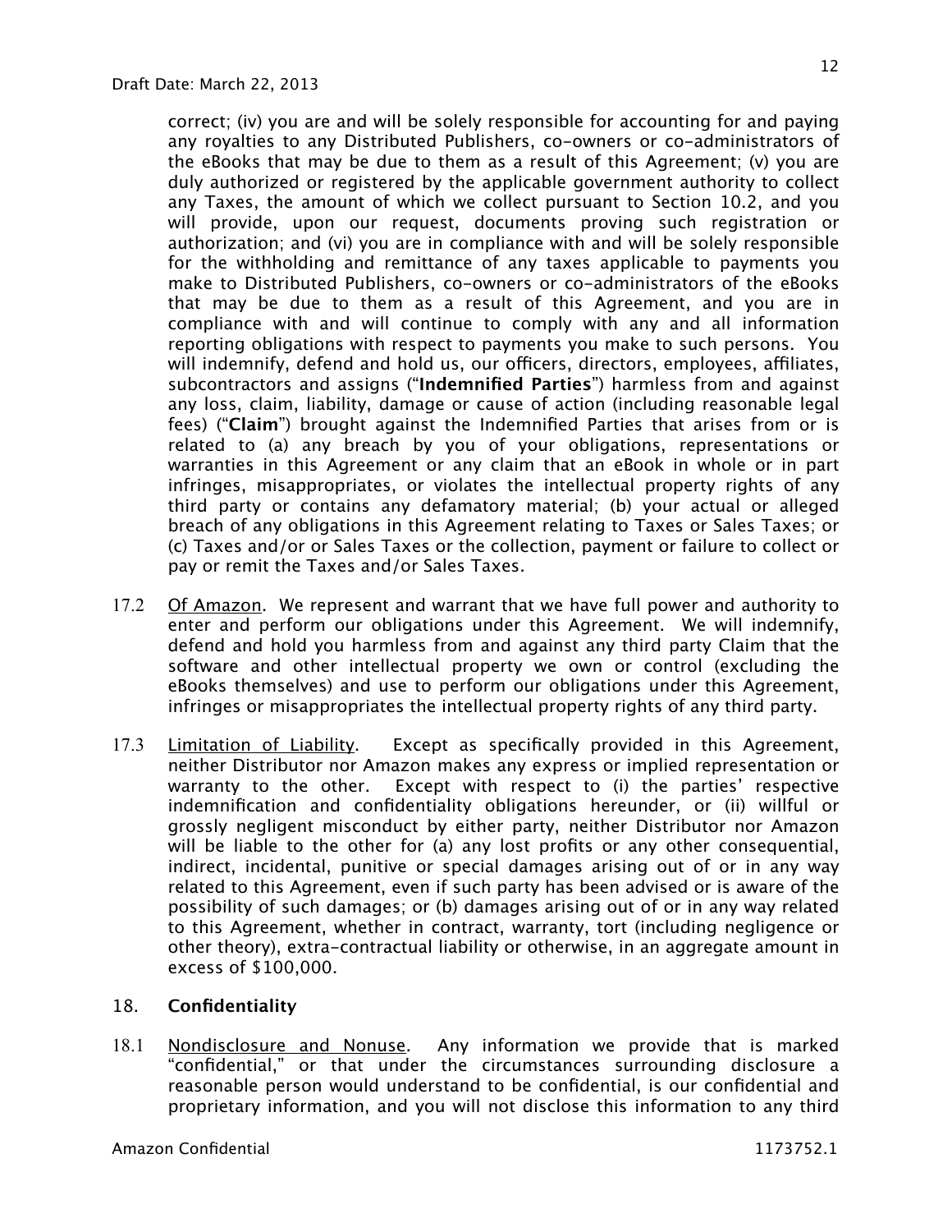correct; (iv) you are and will be solely responsible for accounting for and paying any royalties to any Distributed Publishers, co-owners or co-administrators of the eBooks that may be due to them as a result of this Agreement; (v) you are duly authorized or registered by the applicable government authority to collect any Taxes, the amount of which we collect pursuant to Section 10.2, and you will provide, upon our request, documents proving such registration or authorization; and (vi) you are in compliance with and will be solely responsible for the withholding and remittance of any taxes applicable to payments you make to Distributed Publishers, co-owners or co-administrators of the eBooks that may be due to them as a result of this Agreement, and you are in compliance with and will continue to comply with any and all information reporting obligations with respect to payments you make to such persons. You will indemnify, defend and hold us, our officers, directors, employees, affiliates, subcontractors and assigns ("**Indemnified Parties**") harmless from and against any loss, claim, liability, damage or cause of action (including reasonable legal fees) ("**Claim**") brought against the Indemnified Parties that arises from or is related to (a) any breach by you of your obligations, representations or warranties in this Agreement or any claim that an eBook in whole or in part infringes, misappropriates, or violates the intellectual property rights of any third party or contains any defamatory material; (b) your actual or alleged breach of any obligations in this Agreement relating to Taxes or Sales Taxes; or (c) Taxes and/or or Sales Taxes or the collection, payment or failure to collect or pay or remit the Taxes and/or Sales Taxes.

17.2 Of Amazon. We represent and warrant that we have full power and authority to enter and perform our obligations under this Agreement. We will indemnify, defend and hold you harmless from and against any third party Claim that the software and other intellectual property we own or control (excluding the eBooks themselves) and use to perform our obligations under this Agreement, infringes or misappropriates the intellectual property rights of any third party.

17.3 Limitation of Liability. Except as specifically provided in this Agreement, neither Distributor nor Amazon makes any express or implied representation or warranty to the other. Except with respect to (i) the parties' respective indemnification and confidentiality obligations hereunder, or (ii) willful or grossly negligent misconduct by either party, neither Distributor nor Amazon will be liable to the other for (a) any lost profits or any other consequential, indirect, incidental, punitive or special damages arising out of or in any way related to this Agreement, even if such party has been advised or is aware of the possibility of such damages; or (b) damages arising out of or in any way related to this Agreement, whether in contract, warranty, tort (including negligence or other theory), extra-contractual liability or otherwise, in an aggregate amount in excess of $100,000.

## 18. Confidentiality

18.1 Nondisclosure and Nonuse. Any information we provide that is marked "confidential," or that under the circumstances surrounding disclosure a reasonable person would understand to be confidential, is our confidential and proprietary information, and you will not disclose this information to any third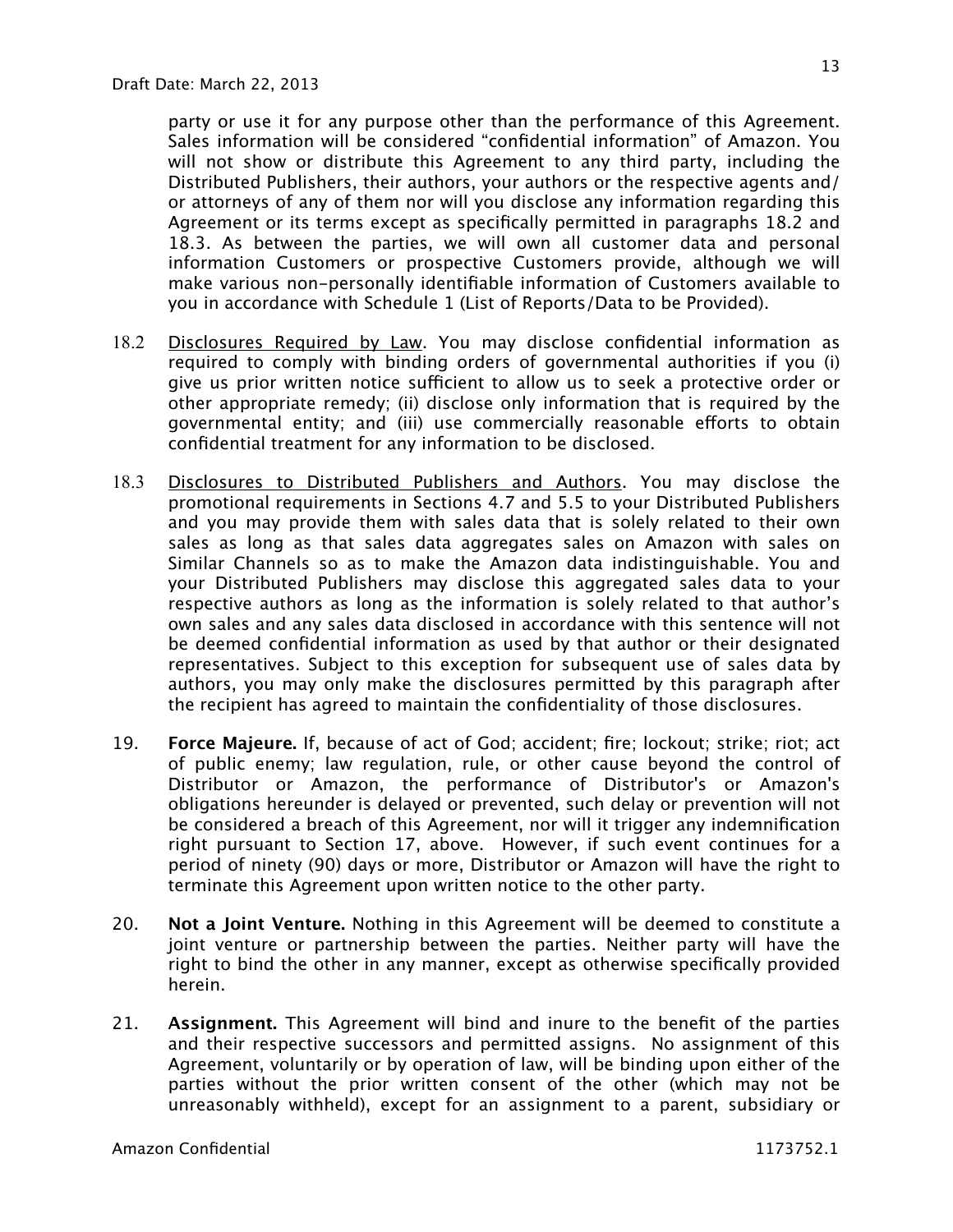party or use it for any purpose other than the performance of this Agreement. Sales information will be considered "confidential information" of Amazon. You will not show or distribute this Agreement to any third party, including the Distributed Publishers, their authors, your authors or the respective agents and/or attorneys of any of them nor will you disclose any information regarding this Agreement or its terms except as specifically permitted in paragraphs 18.2 and 18.3. As between the parties, we will own all customer data and personal information Customers or prospective Customers provide, although we will make various non-personally identifiable information of Customers available to you in accordance with Schedule 1 (List of Reports/Data to be Provided).

18.2 Disclosures Required by Law. You may disclose confidential information as required to comply with binding orders of governmental authorities if you (i) give us prior written notice sufficient to allow us to seek a protective order or other appropriate remedy; (ii) disclose only information that is required by the governmental entity; and (iii) use commercially reasonable efforts to obtain confidential treatment for any information to be disclosed.

18.3 Disclosures to Distributed Publishers and Authors. You may disclose the promotional requirements in Sections 4.7 and 5.5 to your Distributed Publishers and you may provide them with sales data that is solely related to their own sales as long as that sales data aggregates sales on Amazon with sales on Similar Channels so as to make the Amazon data indistinguishable. You and your Distributed Publishers may disclose this aggregated sales data to your respective authors as long as the information is solely related to that author's own sales and any sales data disclosed in accordance with this sentence will not be deemed confidential information as used by that author or their designated representatives. Subject to this exception for subsequent use of sales data by authors, you may only make the disclosures permitted by this paragraph after the recipient has agreed to maintain the confidentiality of those disclosures.

19. **Force Majeure.** If, because of act of God; accident; fire; lockout; strike; riot; act of public enemy; law regulation, rule, or other cause beyond the control of Distributor or Amazon, the performance of Distributor's or Amazon's obligations hereunder is delayed or prevented, such delay or prevention will not be considered a breach of this Agreement, nor will it trigger any indemnification right pursuant to Section 17, above. However, if such event continues for a period of ninety (90) days or more, Distributor or Amazon will have the right to terminate this Agreement upon written notice to the other party.

20. **Not a Joint Venture.** Nothing in this Agreement will be deemed to constitute a joint venture or partnership between the parties. Neither party will have the right to bind the other in any manner, except as otherwise specifically provided herein.

21. **Assignment.** This Agreement will bind and inure to the benefit of the parties and their respective successors and permitted assigns. No assignment of this Agreement, voluntarily or by operation of law, will be binding upon either of the parties without the prior written consent of the other (which may not be unreasonably withheld), except for an assignment to a parent, subsidiary or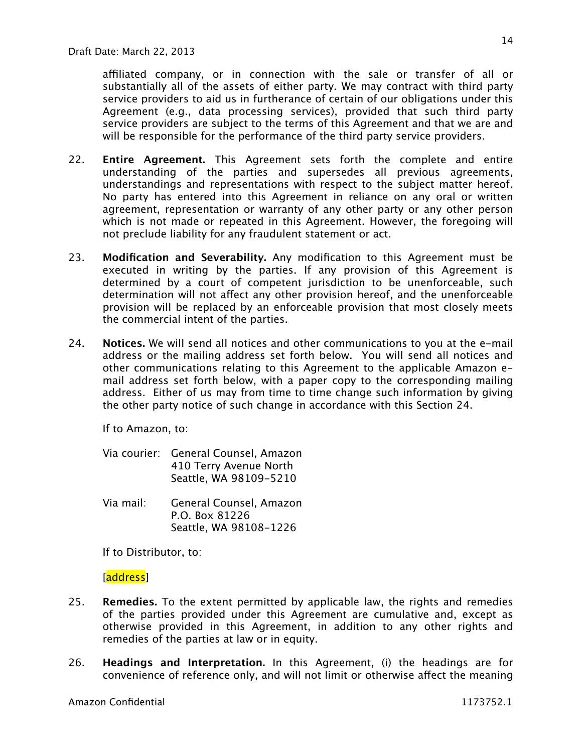affiliated company, or in connection with the sale or transfer of all or substantially all of the assets of either party. We may contract with third party service providers to aid us in furtherance of certain of our obligations under this Agreement (e.g., data processing services), provided that such third party service providers are subject to the terms of this Agreement and that we are and will be responsible for the performance of the third party service providers.

22. **Entire Agreement.** This Agreement sets forth the complete and entire understanding of the parties and supersedes all previous agreements, understandings and representations with respect to the subject matter hereof. No party has entered into this Agreement in reliance on any oral or written agreement, representation or warranty of any other party or any other person which is not made or repeated in this Agreement. However, the foregoing will not preclude liability for any fraudulent statement or act.

23. **Modification and Severability.** Any modification to this Agreement must be executed in writing by the parties. If any provision of this Agreement is determined by a court of competent jurisdiction to be unenforceable, such determination will not affect any other provision hereof, and the unenforceable provision will be replaced by an enforceable provision that most closely meets the commercial intent of the parties.

24. **Notices.** We will send all notices and other communications to you at the e-mail address or the mailing address set forth below. You will send all notices and other communications relating to this Agreement to the applicable Amazon e-mail address set forth below, with a paper copy to the corresponding mailing address. Either of us may from time to time change such information by giving the other party notice of such change in accordance with this Section 24.

    If to Amazon, to:

    Via courier: General Counsel, Amazon
    410 Terry Avenue North
    Seattle, WA 98109-5210

    Via mail: General Counsel, Amazon
    P.O. Box 81226
    Seattle, WA 98108-1226

    If to Distributor, to:

    [address]

25. **Remedies.** To the extent permitted by applicable law, the rights and remedies of the parties provided under this Agreement are cumulative and, except as otherwise provided in this Agreement, in addition to any other rights and remedies of the parties at law or in equity.

26. **Headings and Interpretation.** In this Agreement, (i) the headings are for convenience of reference only, and will not limit or otherwise affect the meaning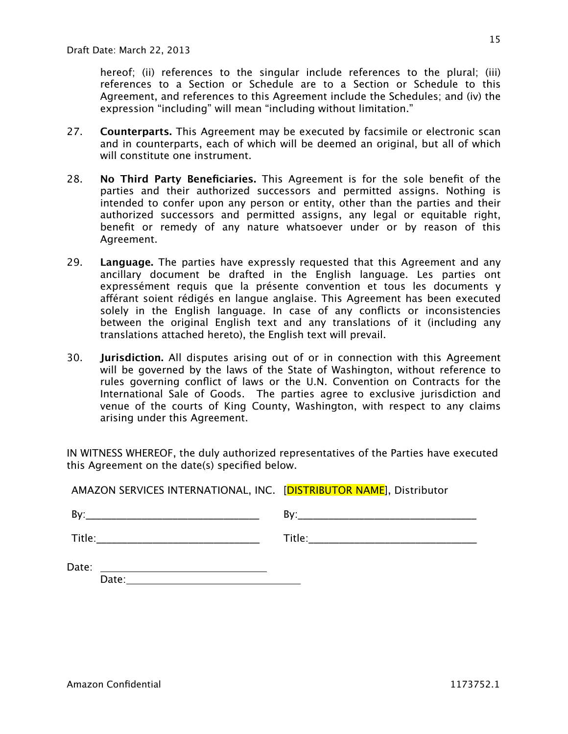Draft Date: March 22, 2013

hereof; (ii) references to the singular include references to the plural; (iii) references to a Section or Schedule are to a Section or Schedule to this Agreement, and references to this Agreement include the Schedules; and (iv) the expression "including" will mean "including without limitation."

27. **Counterparts.** This Agreement may be executed by facsimile or electronic scan and in counterparts, each of which will be deemed an original, but all of which will constitute one instrument.

28. **No Third Party Beneficiaries.** This Agreement is for the sole benefit of the parties and their authorized successors and permitted assigns. Nothing is intended to confer upon any person or entity, other than the parties and their authorized successors and permitted assigns, any legal or equitable right, benefit or remedy of any nature whatsoever under or by reason of this Agreement.

29. **Language.** The parties have expressly requested that this Agreement and any ancillary document be drafted in the English language. Les parties ont expressément requis que la présente convention et tous les documents y afférant soient rédigés en langue anglaise. This Agreement has been executed solely in the English language. In case of any conflicts or inconsistencies between the original English text and any translations of it (including any translations attached hereto), the English text will prevail.

30. **Jurisdiction.** All disputes arising out of or in connection with this Agreement will be governed by the laws of the State of Washington, without reference to rules governing conflict of laws or the U.N. Convention on Contracts for the International Sale of Goods. The parties agree to exclusive jurisdiction and venue of the courts of King County, Washington, with respect to any claims arising under this Agreement.

IN WITNESS WHEREOF, the duly authorized representatives of the Parties have executed this Agreement on the date(s) specified below.

| AMAZON SERVICES INTERNATIONAL, INC. | [DISTRIBUTOR NAME], Distributor |
| --- | --- |
| By:______________________________ | By:______________________________ |
| Title:____________________________ | Title:____________________________ |
| Date: ____________________________ | Date:_____________________________ |

Amazon Confidential 1173752.1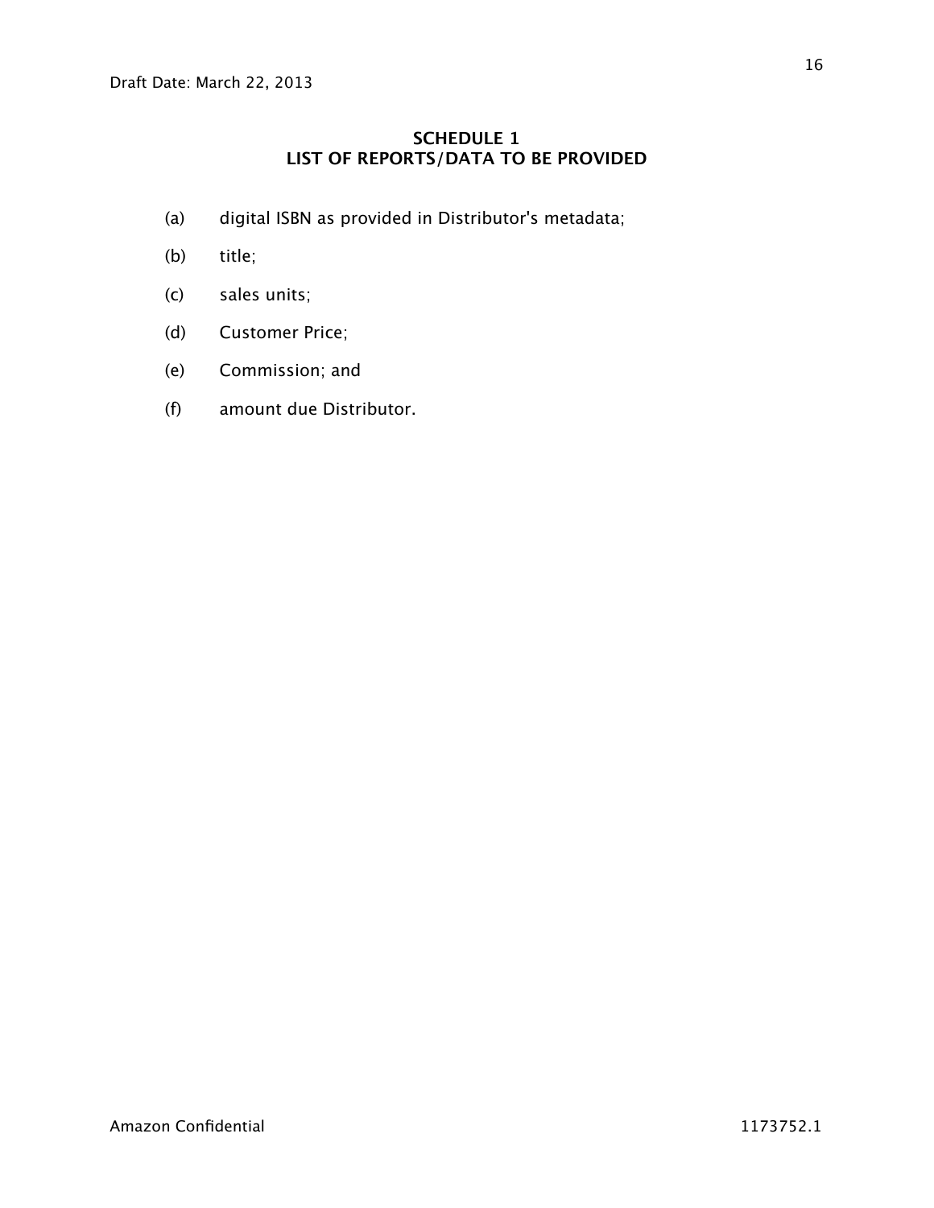Draft Date: March 22, 2013

## SCHEDULE 1
## LIST OF REPORTS/DATA TO BE PROVIDED

(a) digital ISBN as provided in Distributor's metadata;

(b) title;

(c) sales units;

(d) Customer Price;

(e) Commission; and

(f) amount due Distributor.

Amazon Confidential 1173752.1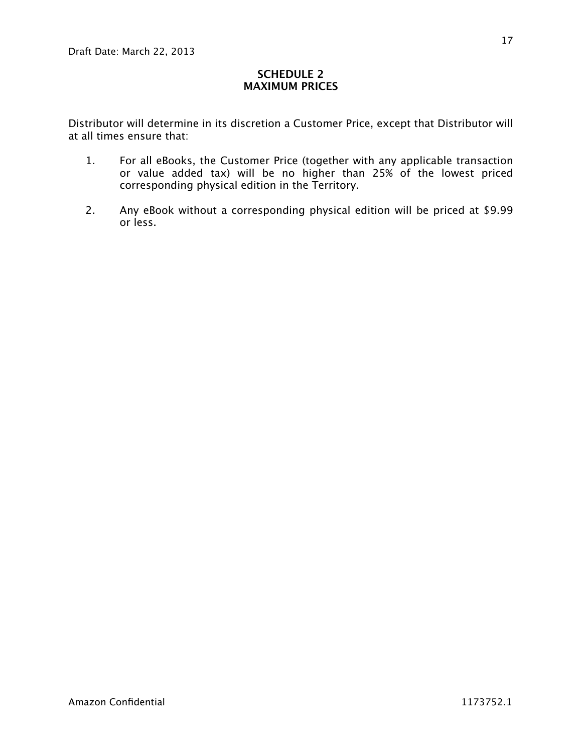## SCHEDULE 2
## MAXIMUM PRICES

Distributor will determine in its discretion a Customer Price, except that Distributor will at all times ensure that:

1. For all eBooks, the Customer Price (together with any applicable transaction or value added tax) will be no higher than 25% of the lowest priced corresponding physical edition in the Territory.

2. Any eBook without a corresponding physical edition will be priced at $9.99 or less.